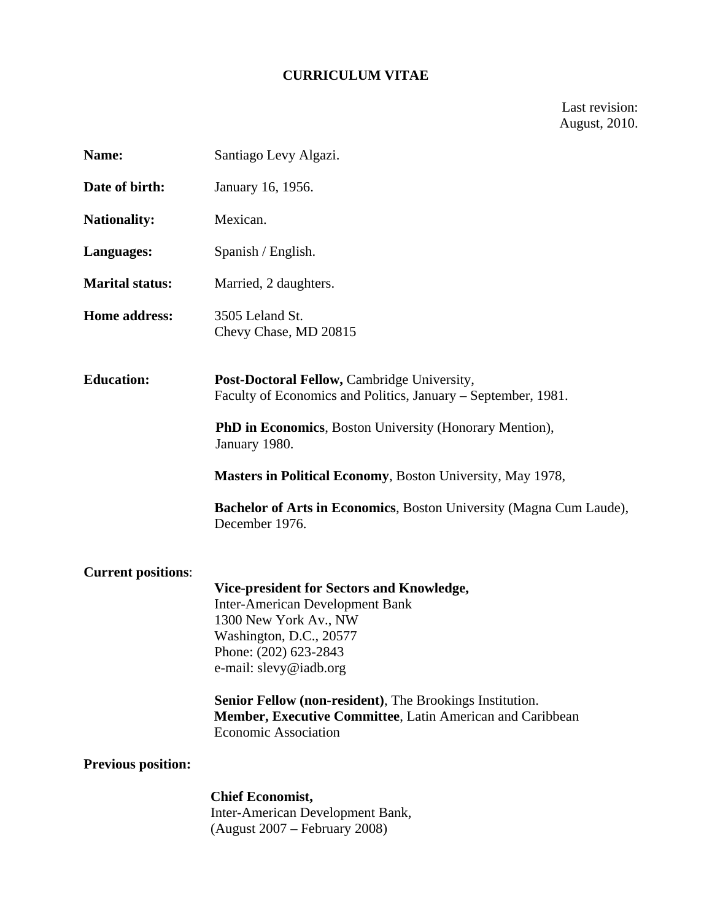# CURRICULUM VITAE

Last revision:
August, 2010.

**Name:** Santiago Levy Algazi.

**Date of birth:** January 16, 1956.

**Nationality:** Mexican.

**Languages:** Spanish / English.

**Marital status:** Married, 2 daughters.

**Home address:** 3505 Leland St.
Chevy Chase, MD 20815

**Education:**

**Post-Doctoral Fellow,** Cambridge University,
Faculty of Economics and Politics, January – September, 1981.

**PhD in Economics**, Boston University (Honorary Mention),
January 1980.

**Masters in Political Economy**, Boston University, May 1978,

**Bachelor of Arts in Economics**, Boston University (Magna Cum Laude),
December 1976.

**Current positions**:

**Vice-president for Sectors and Knowledge,**
Inter-American Development Bank
1300 New York Av., NW
Washington, D.C., 20577
Phone: (202) 623-2843
e-mail: slevy@iadb.org

**Senior Fellow (non-resident)**, The Brookings Institution.
**Member, Executive Committee**, Latin American and Caribbean Economic Association

**Previous position:**

**Chief Economist,**
Inter-American Development Bank,
(August 2007 – February 2008)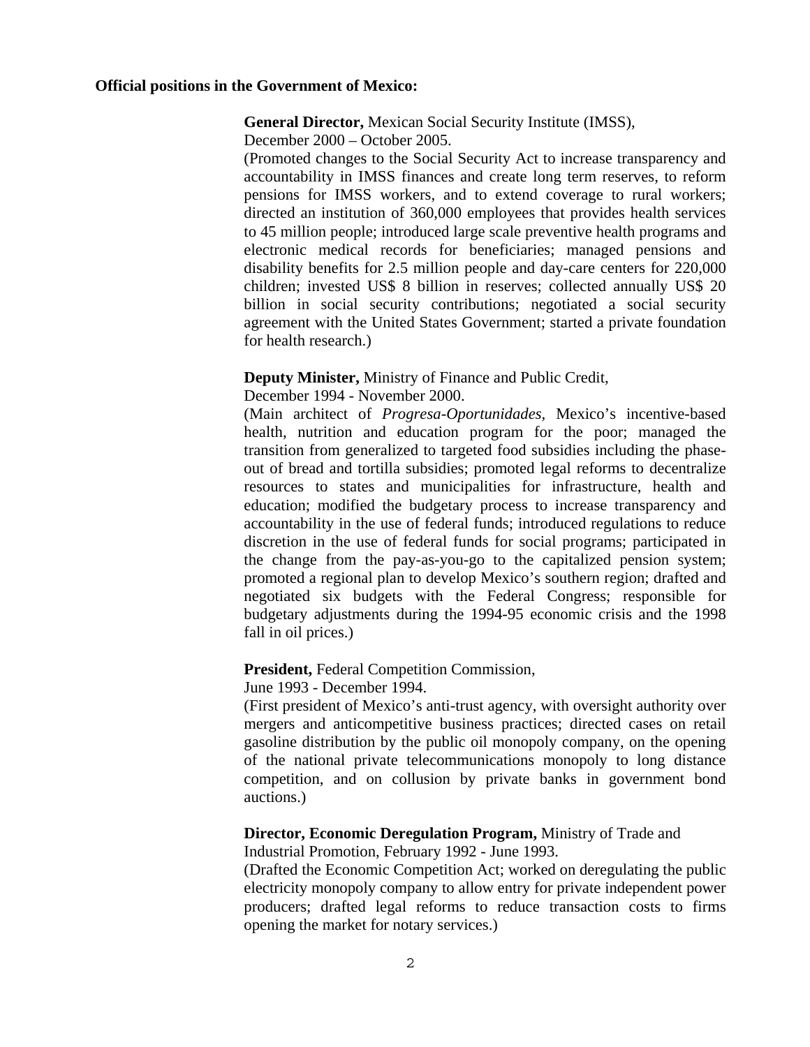**Official positions in the Government of Mexico:**

**General Director,** Mexican Social Security Institute (IMSS), December 2000 – October 2005.

(Promoted changes to the Social Security Act to increase transparency and accountability in IMSS finances and create long term reserves, to reform pensions for IMSS workers, and to extend coverage to rural workers; directed an institution of 360,000 employees that provides health services to 45 million people; introduced large scale preventive health programs and electronic medical records for beneficiaries; managed pensions and disability benefits for 2.5 million people and day-care centers for 220,000 children; invested US$ 8 billion in reserves; collected annually US$ 20 billion in social security contributions; negotiated a social security agreement with the United States Government; started a private foundation for health research.)

**Deputy Minister,** Ministry of Finance and Public Credit, December 1994 - November 2000.

(Main architect of *Progresa-Oportunidades*, Mexico's incentive-based health, nutrition and education program for the poor; managed the transition from generalized to targeted food subsidies including the phase-out of bread and tortilla subsidies; promoted legal reforms to decentralize resources to states and municipalities for infrastructure, health and education; modified the budgetary process to increase transparency and accountability in the use of federal funds; introduced regulations to reduce discretion in the use of federal funds for social programs; participated in the change from the pay-as-you-go to the capitalized pension system; promoted a regional plan to develop Mexico's southern region; drafted and negotiated six budgets with the Federal Congress; responsible for budgetary adjustments during the 1994-95 economic crisis and the 1998 fall in oil prices.)

**President,** Federal Competition Commission, June 1993 - December 1994.

(First president of Mexico's anti-trust agency, with oversight authority over mergers and anticompetitive business practices; directed cases on retail gasoline distribution by the public oil monopoly company, on the opening of the national private telecommunications monopoly to long distance competition, and on collusion by private banks in government bond auctions.)

**Director, Economic Deregulation Program,** Ministry of Trade and Industrial Promotion, February 1992 - June 1993.

(Drafted the Economic Competition Act; worked on deregulating the public electricity monopoly company to allow entry for private independent power producers; drafted legal reforms to reduce transaction costs to firms opening the market for notary services.)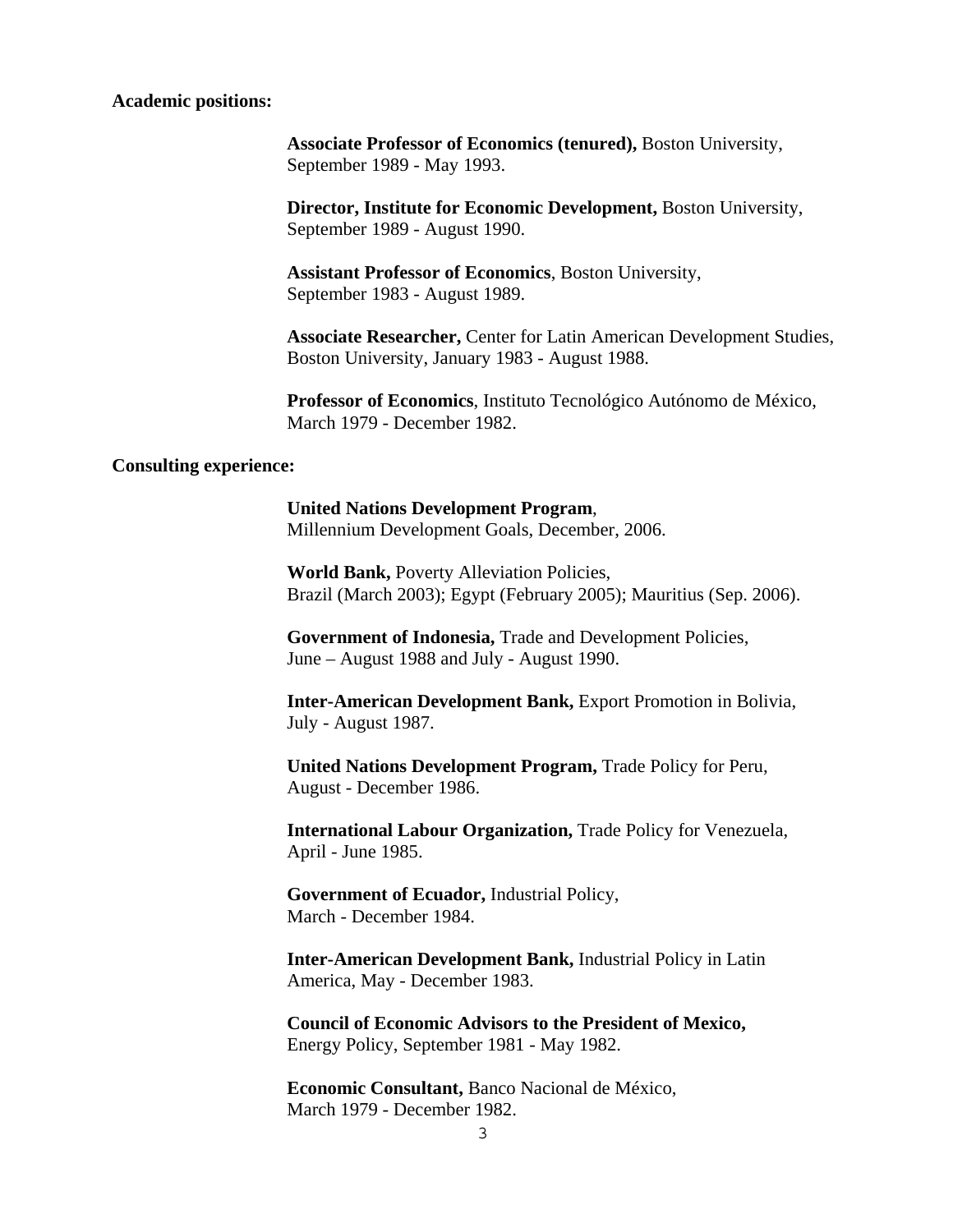**Academic positions:**

**Associate Professor of Economics (tenured),** Boston University, September 1989 - May 1993.

**Director, Institute for Economic Development,** Boston University, September 1989 - August 1990.

**Assistant Professor of Economics**, Boston University, September 1983 - August 1989.

**Associate Researcher,** Center for Latin American Development Studies, Boston University, January 1983 - August 1988.

**Professor of Economics**, Instituto Tecnológico Autónomo de México, March 1979 - December 1982.

**Consulting experience:**

**United Nations Development Program**, Millennium Development Goals, December, 2006.

**World Bank,** Poverty Alleviation Policies, Brazil (March 2003); Egypt (February 2005); Mauritius (Sep. 2006).

**Government of Indonesia,** Trade and Development Policies, June – August 1988 and July - August 1990.

**Inter-American Development Bank,** Export Promotion in Bolivia, July - August 1987.

**United Nations Development Program,** Trade Policy for Peru, August - December 1986.

**International Labour Organization,** Trade Policy for Venezuela, April - June 1985.

**Government of Ecuador,** Industrial Policy, March - December 1984.

**Inter-American Development Bank,** Industrial Policy in Latin America, May - December 1983.

**Council of Economic Advisors to the President of Mexico,** Energy Policy, September 1981 - May 1982.

**Economic Consultant,** Banco Nacional de México, March 1979 - December 1982.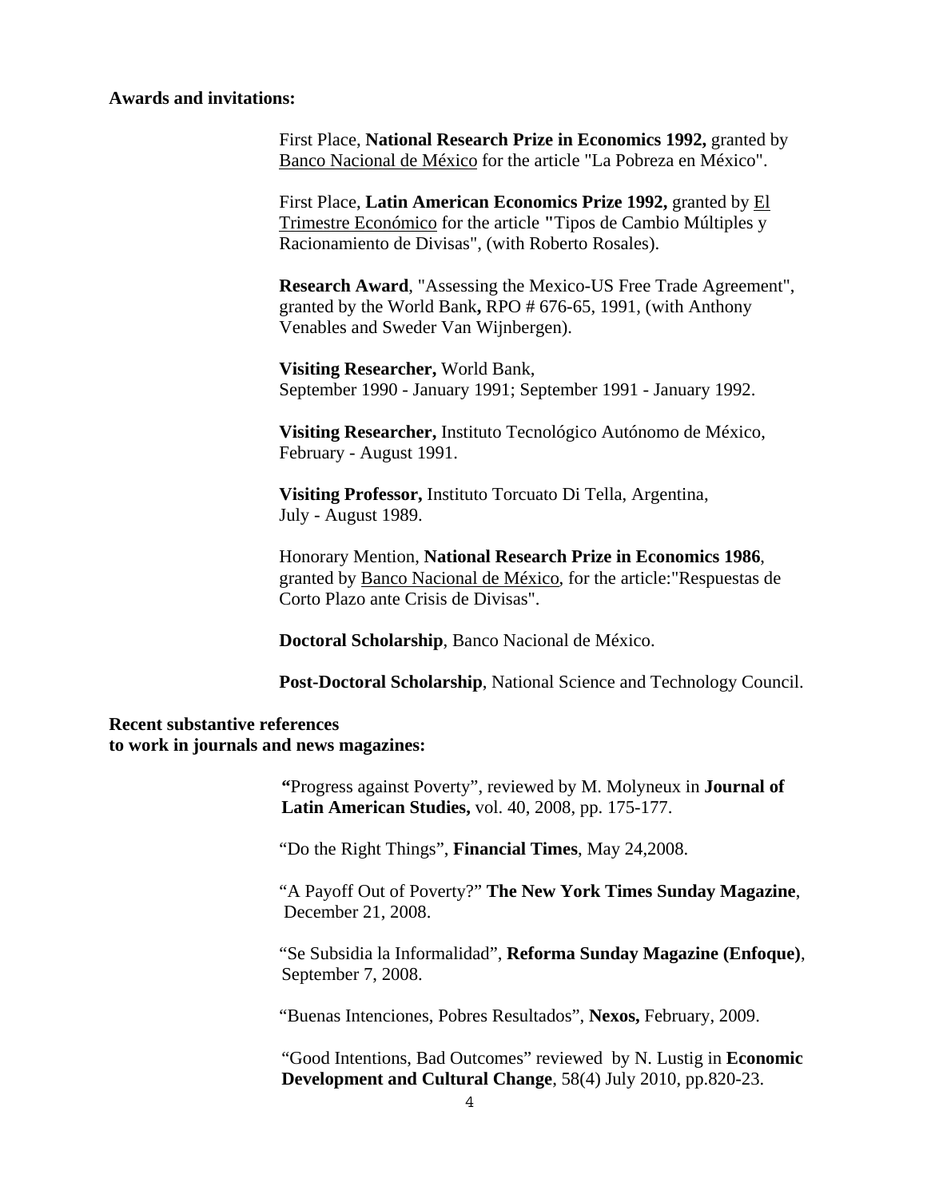**Awards and invitations:**

First Place, **National Research Prize in Economics 1992,** granted by Banco Nacional de México for the article "La Pobreza en México".

First Place, **Latin American Economics Prize 1992,** granted by El Trimestre Económico for the article **"**Tipos de Cambio Múltiples y Racionamiento de Divisas", (with Roberto Rosales).

**Research Award**, "Assessing the Mexico-US Free Trade Agreement", granted by the World Bank**,** RPO # 676-65, 1991, (with Anthony Venables and Sweder Van Wijnbergen).

**Visiting Researcher,** World Bank,
September 1990 - January 1991; September 1991 - January 1992.

**Visiting Researcher,** Instituto Tecnológico Autónomo de México, February - August 1991.

**Visiting Professor,** Instituto Torcuato Di Tella, Argentina,
July - August 1989.

Honorary Mention, **National Research Prize in Economics 1986**, granted by Banco Nacional de México, for the article:"Respuestas de Corto Plazo ante Crisis de Divisas".

**Doctoral Scholarship**, Banco Nacional de México.

**Post-Doctoral Scholarship**, National Science and Technology Council.

**Recent substantive references to work in journals and news magazines:**

**"**Progress against Poverty", reviewed by M. Molyneux in **Journal of Latin American Studies,** vol. 40, 2008, pp. 175-177.

"Do the Right Things", **Financial Times**, May 24,2008.

"A Payoff Out of Poverty?" **The New York Times Sunday Magazine**, December 21, 2008.

"Se Subsidia la Informalidad", **Reforma Sunday Magazine (Enfoque)**, September 7, 2008.

"Buenas Intenciones, Pobres Resultados", **Nexos,** February, 2009.

"Good Intentions, Bad Outcomes" reviewed by N. Lustig in **Economic Development and Cultural Change**, 58(4) July 2010, pp.820-23.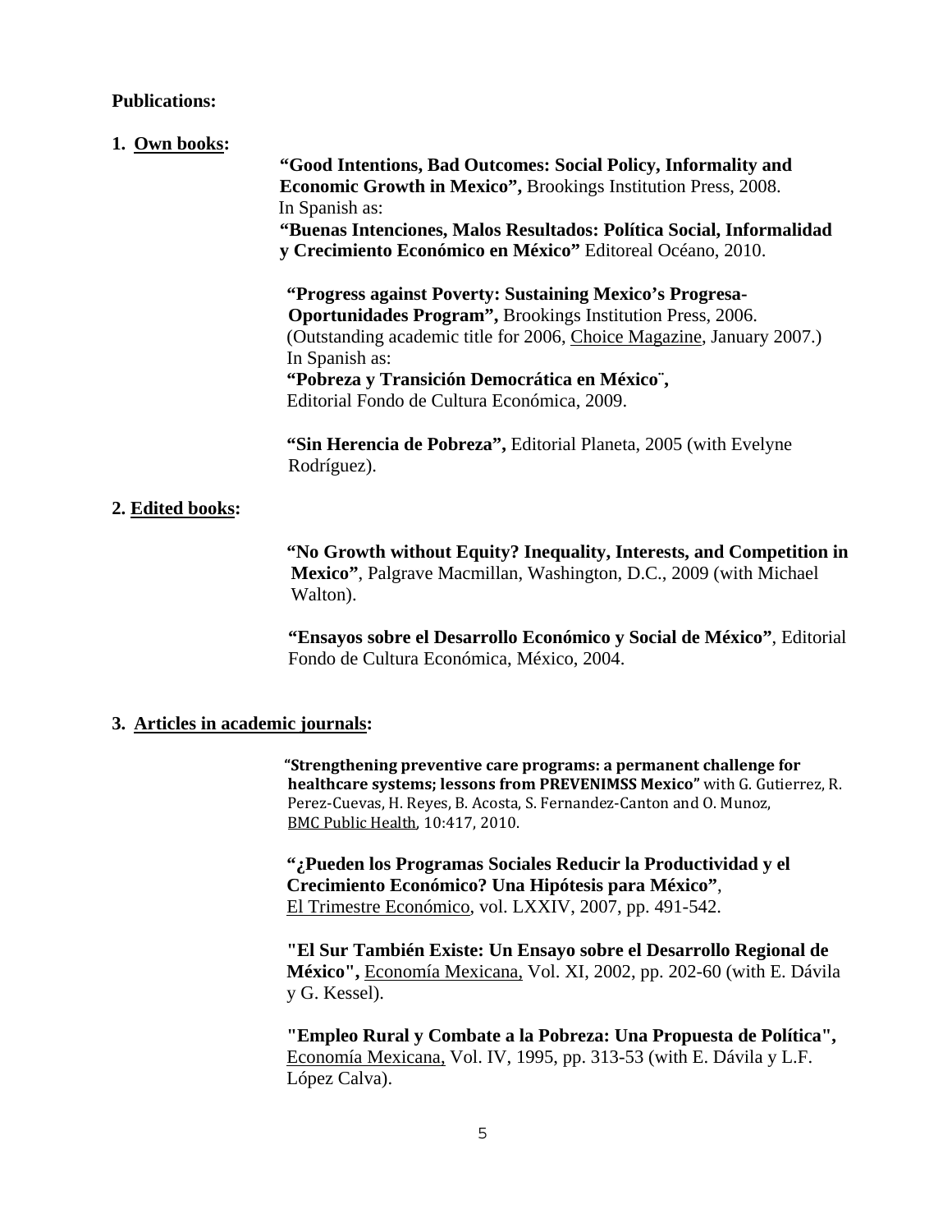**Publications:**

**1. <u>Own books</u>:**

**"Good Intentions, Bad Outcomes: Social Policy, Informality and Economic Growth in Mexico",** Brookings Institution Press, 2008.
In Spanish as:
**"Buenas Intenciones, Malos Resultados: Política Social, Informalidad y Crecimiento Económico en México"** Editoreal Océano, 2010.

**"Progress against Poverty: Sustaining Mexico's Progresa-Oportunidades Program",** Brookings Institution Press, 2006.
(Outstanding academic title for 2006, <u>Choice Magazine</u>, January 2007.)
In Spanish as:
**"Pobreza y Transición Democrática en México¨,**
Editorial Fondo de Cultura Económica, 2009.

**"Sin Herencia de Pobreza",** Editorial Planeta, 2005 (with Evelyne Rodríguez).

**2. <u>Edited books</u>:**

**"No Growth without Equity? Inequality, Interests, and Competition in Mexico"**, Palgrave Macmillan, Washington, D.C., 2009 (with Michael Walton).

**"Ensayos sobre el Desarrollo Económico y Social de México"**, Editorial Fondo de Cultura Económica, México, 2004.

**3. <u>Articles in academic journals</u>:**

**"Strengthening preventive care programs: a permanent challenge for healthcare systems; lessons from PREVENIMSS Mexico"** with G. Gutierrez, R. Perez-Cuevas, H. Reyes, B. Acosta, S. Fernandez-Canton and O. Munoz, <u>BMC Public Health</u>, 10:417, 2010.

**"¿Pueden los Programas Sociales Reducir la Productividad y el Crecimiento Económico? Una Hipótesis para México"**, <u>El Trimestre Económico</u>, vol. LXXIV, 2007, pp. 491-542.

**"El Sur También Existe: Un Ensayo sobre el Desarrollo Regional de México",** <u>Economía Mexicana,</u> Vol. XI, 2002, pp. 202-60 (with E. Dávila y G. Kessel).

**"Empleo Rural y Combate a la Pobreza: Una Propuesta de Política",** <u>Economía Mexicana,</u> Vol. IV, 1995, pp. 313-53 (with E. Dávila y L.F. López Calva).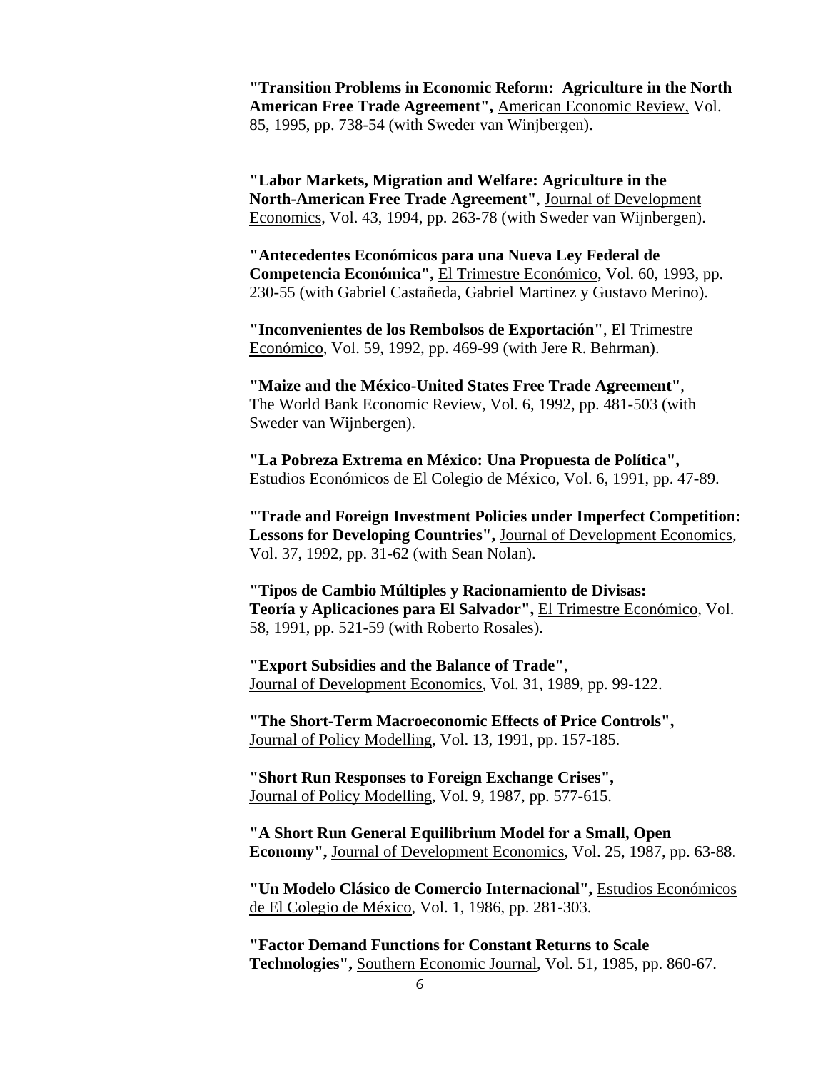**"Transition Problems in Economic Reform: Agriculture in the North American Free Trade Agreement",** American Economic Review, Vol. 85, 1995, pp. 738-54 (with Sweder van Winjbergen).

**"Labor Markets, Migration and Welfare: Agriculture in the North-American Free Trade Agreement"**, Journal of Development Economics, Vol. 43, 1994, pp. 263-78 (with Sweder van Wijnbergen).

**"Antecedentes Económicos para una Nueva Ley Federal de Competencia Económica",** El Trimestre Económico, Vol. 60, 1993, pp. 230-55 (with Gabriel Castañeda, Gabriel Martinez y Gustavo Merino).

**"Inconvenientes de los Rembolsos de Exportación"**, El Trimestre Económico, Vol. 59, 1992, pp. 469-99 (with Jere R. Behrman).

**"Maize and the México-United States Free Trade Agreement"**, The World Bank Economic Review, Vol. 6, 1992, pp. 481-503 (with Sweder van Wijnbergen).

**"La Pobreza Extrema en México: Una Propuesta de Política",** Estudios Económicos de El Colegio de México, Vol. 6, 1991, pp. 47-89.

**"Trade and Foreign Investment Policies under Imperfect Competition: Lessons for Developing Countries",** Journal of Development Economics, Vol. 37, 1992, pp. 31-62 (with Sean Nolan).

**"Tipos de Cambio Múltiples y Racionamiento de Divisas: Teoría y Aplicaciones para El Salvador",** El Trimestre Económico, Vol. 58, 1991, pp. 521-59 (with Roberto Rosales).

**"Export Subsidies and the Balance of Trade"**, Journal of Development Economics, Vol. 31, 1989, pp. 99-122.

**"The Short-Term Macroeconomic Effects of Price Controls",** Journal of Policy Modelling, Vol. 13, 1991, pp. 157-185.

**"Short Run Responses to Foreign Exchange Crises",** Journal of Policy Modelling, Vol. 9, 1987, pp. 577-615.

**"A Short Run General Equilibrium Model for a Small, Open Economy",** Journal of Development Economics, Vol. 25, 1987, pp. 63-88.

**"Un Modelo Clásico de Comercio Internacional",** Estudios Económicos de El Colegio de México, Vol. 1, 1986, pp. 281-303.

**"Factor Demand Functions for Constant Returns to Scale Technologies",** Southern Economic Journal, Vol. 51, 1985, pp. 860-67.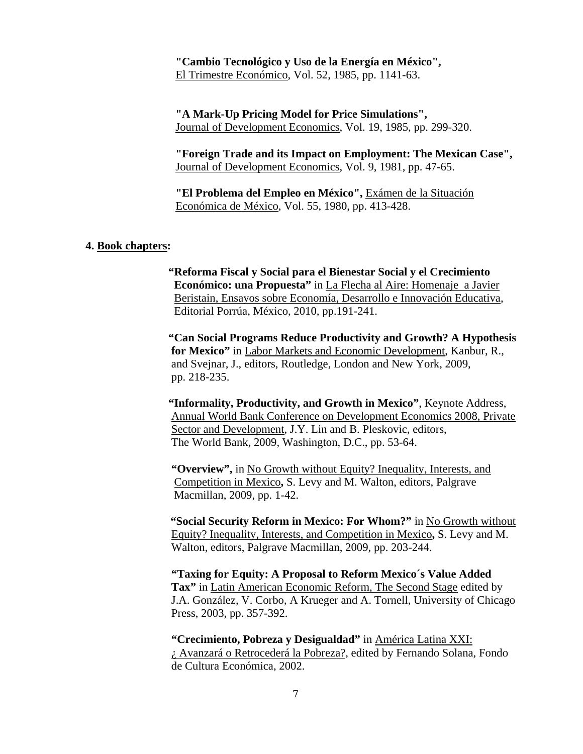**"Cambio Tecnológico y Uso de la Energía en México",**
<u>El Trimestre Económico</u>, Vol. 52, 1985, pp. 1141-63.

**"A Mark-Up Pricing Model for Price Simulations",**
<u>Journal of Development Economics</u>, Vol. 19, 1985, pp. 299-320.

**"Foreign Trade and its Impact on Employment: The Mexican Case",**
<u>Journal of Development Economics</u>, Vol. 9, 1981, pp. 47-65.

**"El Problema del Empleo en México",** <u>Exámen de la Situación Económica de México</u>, Vol. 55, 1980, pp. 413-428.

## 4. <u>Book chapters</u>:

**"Reforma Fiscal y Social para el Bienestar Social y el Crecimiento Económico: una Propuesta"** in <u>La Flecha al Aire: Homenaje a Javier Beristain, Ensayos sobre Economía, Desarrollo e Innovación Educativa</u>, Editorial Porrúa, México, 2010, pp.191-241.

**"Can Social Programs Reduce Productivity and Growth? A Hypothesis for Mexico"** in <u>Labor Markets and Economic Development</u>, Kanbur, R., and Svejnar, J., editors, Routledge, London and New York, 2009, pp. 218-235.

**"Informality, Productivity, and Growth in Mexico"**, Keynote Address, <u>Annual World Bank Conference on Development Economics 2008, Private Sector and Development</u>, J.Y. Lin and B. Pleskovic, editors, The World Bank, 2009, Washington, D.C., pp. 53-64.

**"Overview",** in <u>No Growth without Equity? Inequality, Interests, and Competition in Mexico</u>**,** S. Levy and M. Walton, editors, Palgrave Macmillan, 2009, pp. 1-42.

**"Social Security Reform in Mexico: For Whom?"** in <u>No Growth without Equity? Inequality, Interests, and Competition in Mexico</u>**,** S. Levy and M. Walton, editors, Palgrave Macmillan, 2009, pp. 203-244.

**"Taxing for Equity: A Proposal to Reform Mexico´s Value Added Tax"** in <u>Latin American Economic Reform, The Second Stage</u> edited by J.A. González, V. Corbo, A Krueger and A. Tornell, University of Chicago Press, 2003, pp. 357-392.

**"Crecimiento, Pobreza y Desigualdad"** in <u>América Latina XXI: ¿ Avanzará o Retrocederá la Pobreza?</u>, edited by Fernando Solana, Fondo de Cultura Económica, 2002.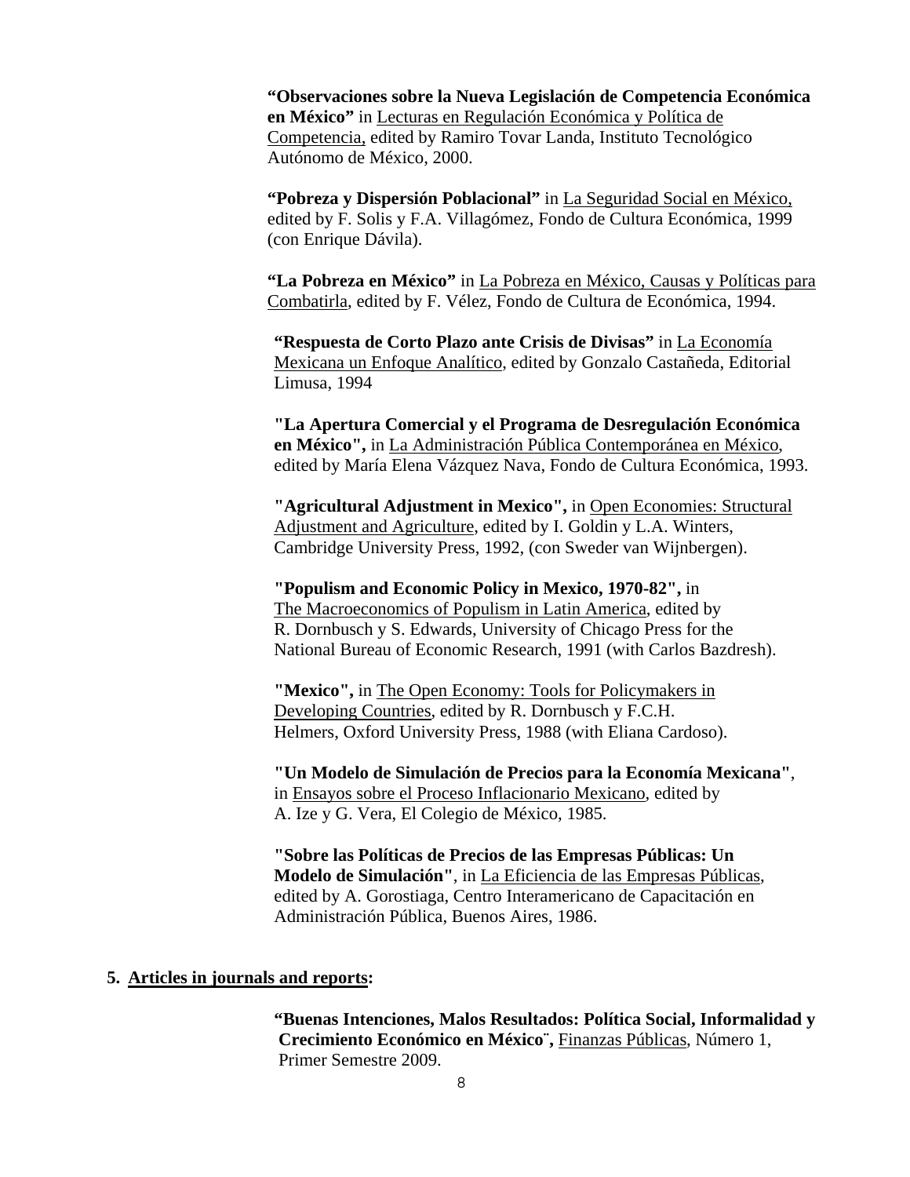**"Observaciones sobre la Nueva Legislación de Competencia Económica en México"** in Lecturas en Regulación Económica y Política de Competencia, edited by Ramiro Tovar Landa, Instituto Tecnológico Autónomo de México, 2000.

**"Pobreza y Dispersión Poblacional"** in La Seguridad Social en México, edited by F. Solis y F.A. Villagómez, Fondo de Cultura Económica, 1999 (con Enrique Dávila).

**"La Pobreza en México"** in La Pobreza en México, Causas y Políticas para Combatirla, edited by F. Vélez, Fondo de Cultura de Económica, 1994.

**"Respuesta de Corto Plazo ante Crisis de Divisas"** in La Economía Mexicana un Enfoque Analítico, edited by Gonzalo Castañeda, Editorial Limusa, 1994

**"La Apertura Comercial y el Programa de Desregulación Económica en México",** in La Administración Pública Contemporánea en México, edited by María Elena Vázquez Nava, Fondo de Cultura Económica, 1993.

**"Agricultural Adjustment in Mexico",** in Open Economies: Structural Adjustment and Agriculture, edited by I. Goldin y L.A. Winters, Cambridge University Press, 1992, (con Sweder van Wijnbergen).

**"Populism and Economic Policy in Mexico, 1970-82",** in The Macroeconomics of Populism in Latin America, edited by R. Dornbusch y S. Edwards, University of Chicago Press for the National Bureau of Economic Research, 1991 (with Carlos Bazdresh).

**"Mexico",** in The Open Economy: Tools for Policymakers in Developing Countries, edited by R. Dornbusch y F.C.H. Helmers, Oxford University Press, 1988 (with Eliana Cardoso).

**"Un Modelo de Simulación de Precios para la Economía Mexicana"**, in Ensayos sobre el Proceso Inflacionario Mexicano, edited by A. Ize y G. Vera, El Colegio de México, 1985.

**"Sobre las Políticas de Precios de las Empresas Públicas: Un Modelo de Simulación"**, in La Eficiencia de las Empresas Públicas, edited by A. Gorostiaga, Centro Interamericano de Capacitación en Administración Pública, Buenos Aires, 1986.

## 5. Articles in journals and reports:

**"Buenas Intenciones, Malos Resultados: Política Social, Informalidad y Crecimiento Económico en México¨,** Finanzas Públicas, Número 1, Primer Semestre 2009.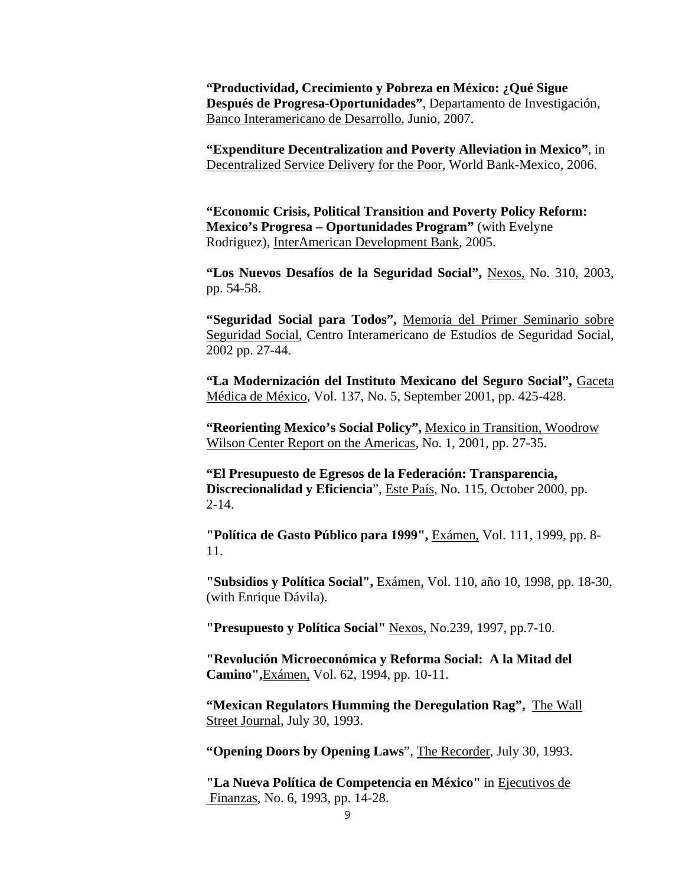**“Productividad, Crecimiento y Pobreza en México: ¿Qué Sigue Después de Progresa-Oportunidades”**, Departamento de Investigación, Banco Interamericano de Desarrollo, Junio, 2007.

**“Expenditure Decentralization and Poverty Alleviation in Mexico”**, in Decentralized Service Delivery for the Poor, World Bank-Mexico, 2006.

**“Economic Crisis, Political Transition and Poverty Policy Reform: Mexico’s Progresa – Oportunidades Program”** (with Evelyne Rodriguez), InterAmerican Development Bank, 2005.

**“Los Nuevos Desafíos de la Seguridad Social”,** Nexos, No. 310, 2003, pp. 54-58.

**“Seguridad Social para Todos”,** Memoria del Primer Seminario sobre Seguridad Social, Centro Interamericano de Estudios de Seguridad Social, 2002 pp. 27-44.

**“La Modernización del Instituto Mexicano del Seguro Social”,** Gaceta Médica de México, Vol. 137, No. 5, September 2001, pp. 425-428.

**“Reorienting Mexico’s Social Policy”,** Mexico in Transition, Woodrow Wilson Center Report on the Americas, No. 1, 2001, pp. 27-35.

**“El Presupuesto de Egresos de la Federación: Transparencia, Discrecionalidad y Eficiencia**”, Este País, No. 115, October 2000, pp. 2-14.

**"Política de Gasto Público para 1999",** Exámen, Vol. 111, 1999, pp. 8-11.

**"Subsidios y Política Social",** Exámen, Vol. 110, año 10, 1998, pp. 18-30, (with Enrique Dávila).

**"Presupuesto y Política Social"** Nexos, No.239, 1997, pp.7-10.

**"Revolución Microeconómica y Reforma Social: A la Mitad del Camino",**Exámen, Vol. 62, 1994, pp. 10-11.

**“Mexican Regulators Humming the Deregulation Rag”,** The Wall Street Journal, July 30, 1993.

**“Opening Doors by Opening Laws**”, The Recorder, July 30, 1993.

**"La Nueva Política de Competencia en México"** in Ejecutivos de Finanzas, No. 6, 1993, pp. 14-28.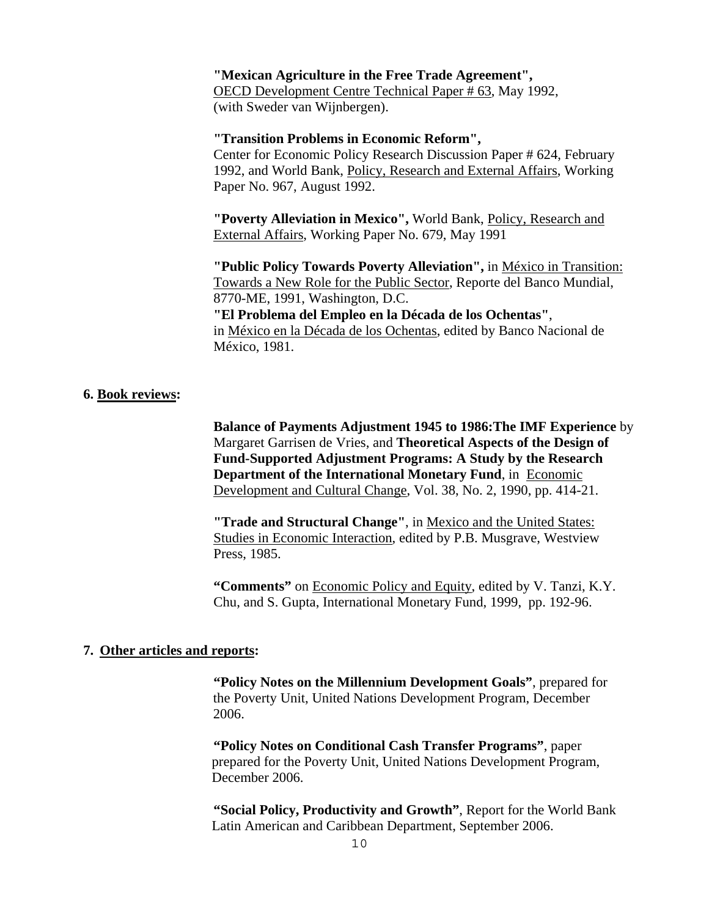**"Mexican Agriculture in the Free Trade Agreement",**
OECD Development Centre Technical Paper # 63, May 1992, (with Sweder van Wijnbergen).

**"Transition Problems in Economic Reform",**
Center for Economic Policy Research Discussion Paper # 624, February 1992, and World Bank, Policy, Research and External Affairs, Working Paper No. 967, August 1992.

**"Poverty Alleviation in Mexico",** World Bank, Policy, Research and External Affairs, Working Paper No. 679, May 1991

**"Public Policy Towards Poverty Alleviation",** in México in Transition: Towards a New Role for the Public Sector, Reporte del Banco Mundial, 8770-ME, 1991, Washington, D.C.

**"El Problema del Empleo en la Década de los Ochentas"**, in México en la Década de los Ochentas, edited by Banco Nacional de México, 1981.

## 6. Book reviews:

**Balance of Payments Adjustment 1945 to 1986:The IMF Experience** by Margaret Garrisen de Vries, and **Theoretical Aspects of the Design of Fund-Supported Adjustment Programs: A Study by the Research Department of the International Monetary Fund**, in Economic Development and Cultural Change, Vol. 38, No. 2, 1990, pp. 414-21.

**"Trade and Structural Change"**, in Mexico and the United States: Studies in Economic Interaction, edited by P.B. Musgrave, Westview Press, 1985.

**"Comments"** on Economic Policy and Equity, edited by V. Tanzi, K.Y. Chu, and S. Gupta, International Monetary Fund, 1999, pp. 192-96.

## 7. Other articles and reports:

**"Policy Notes on the Millennium Development Goals"**, prepared for the Poverty Unit, United Nations Development Program, December 2006.

**"Policy Notes on Conditional Cash Transfer Programs"**, paper prepared for the Poverty Unit, United Nations Development Program, December 2006.

**"Social Policy, Productivity and Growth"**, Report for the World Bank Latin American and Caribbean Department, September 2006.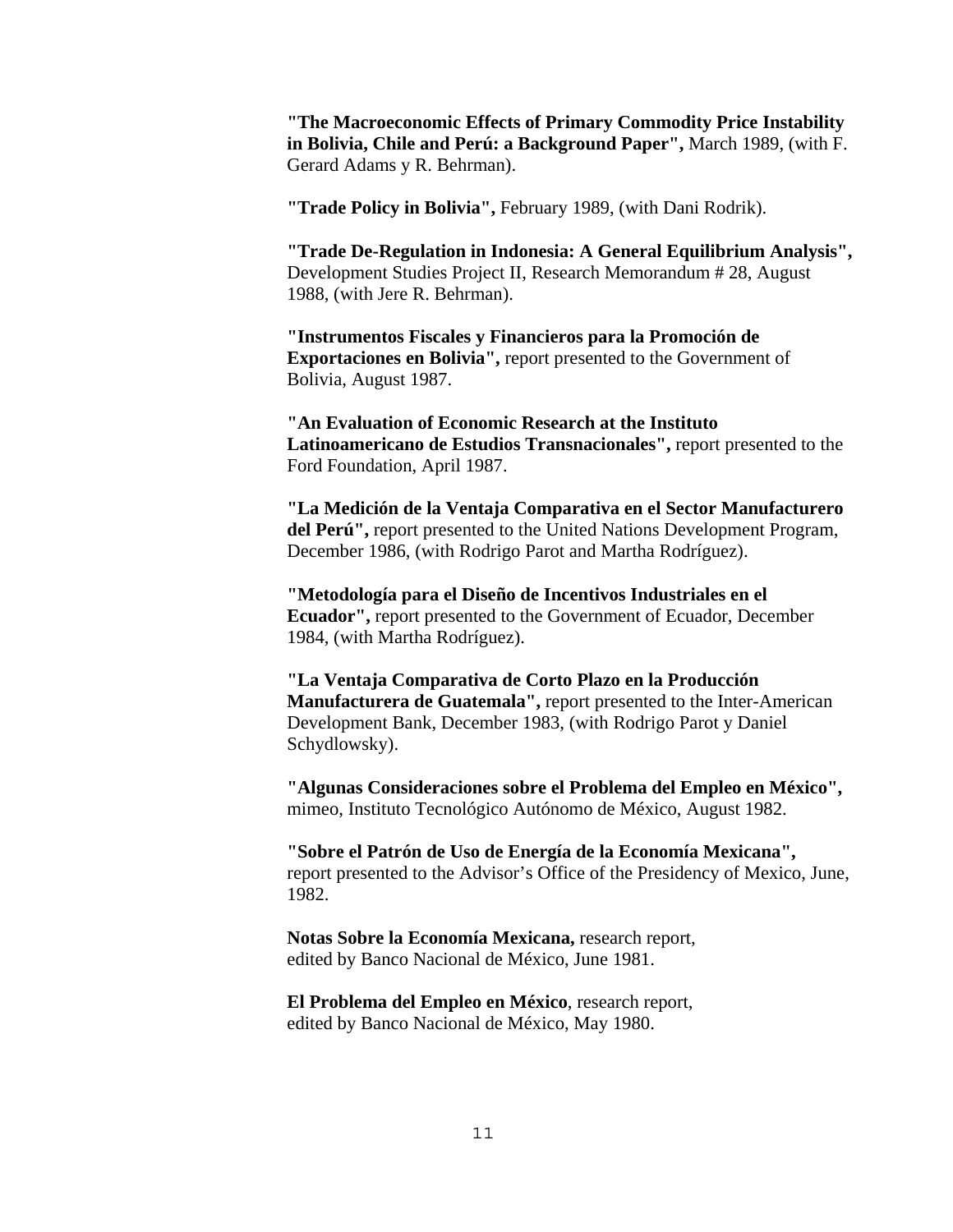**"The Macroeconomic Effects of Primary Commodity Price Instability in Bolivia, Chile and Perú: a Background Paper",** March 1989, (with F. Gerard Adams y R. Behrman).

**"Trade Policy in Bolivia",** February 1989, (with Dani Rodrik).

**"Trade De-Regulation in Indonesia: A General Equilibrium Analysis",** Development Studies Project II, Research Memorandum # 28, August 1988, (with Jere R. Behrman).

**"Instrumentos Fiscales y Financieros para la Promoción de Exportaciones en Bolivia",** report presented to the Government of Bolivia, August 1987.

**"An Evaluation of Economic Research at the Instituto Latinoamericano de Estudios Transnacionales",** report presented to the Ford Foundation, April 1987.

**"La Medición de la Ventaja Comparativa en el Sector Manufacturero del Perú",** report presented to the United Nations Development Program, December 1986, (with Rodrigo Parot and Martha Rodríguez).

**"Metodología para el Diseño de Incentivos Industriales en el Ecuador",** report presented to the Government of Ecuador, December 1984, (with Martha Rodríguez).

**"La Ventaja Comparativa de Corto Plazo en la Producción Manufacturera de Guatemala",** report presented to the Inter-American Development Bank, December 1983, (with Rodrigo Parot y Daniel Schydlowsky).

**"Algunas Consideraciones sobre el Problema del Empleo en México",** mimeo, Instituto Tecnológico Autónomo de México, August 1982.

**"Sobre el Patrón de Uso de Energía de la Economía Mexicana",** report presented to the Advisor's Office of the Presidency of Mexico, June, 1982.

**Notas Sobre la Economía Mexicana,** research report, edited by Banco Nacional de México, June 1981.

**El Problema del Empleo en México**, research report, edited by Banco Nacional de México, May 1980.